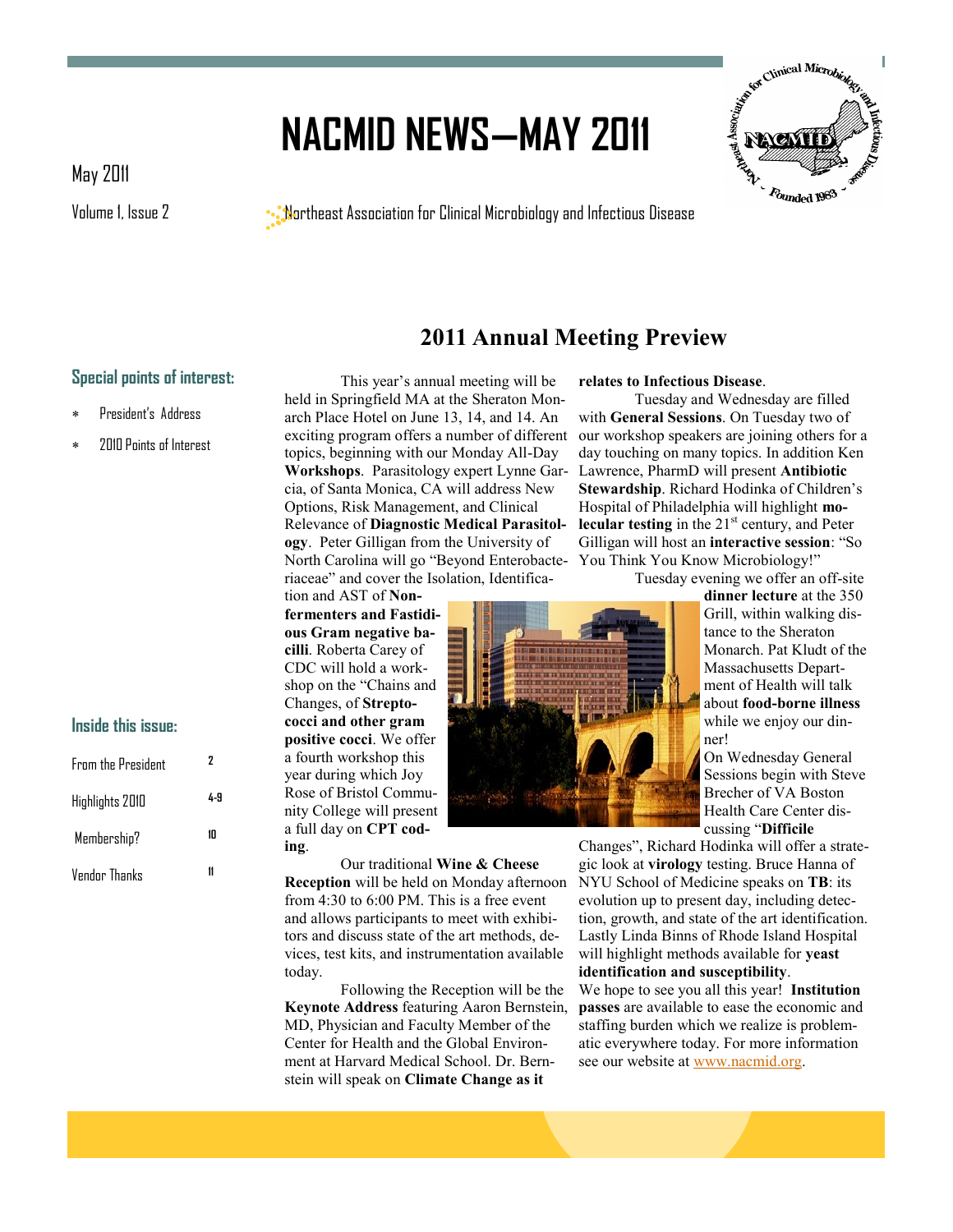# NACMID NEWS—MAY 2011

May 2011

Volume 1, Issue 2

Northeast Association for Clinical Microbiology and Infectious Disease

### Special points of interest:

- President's Address
- 2010 Points of Interest

### Inside this issue:

| | |
|---|---|
| From the President | 2 |
| Highlights 2010 | 4-9 |
| Membership? | 10 |
| Vendor Thanks | 11 |

## 2011 Annual Meeting Preview

This year's annual meeting will be held in Springfield MA at the Sheraton Monarch Place Hotel on June 13, 14, and 14. An exciting program offers a number of different topics, beginning with our Monday All-Day **Workshops**. Parasitology expert Lynne Garcia, of Santa Monica, CA will address New Options, Risk Management, and Clinical Relevance of **Diagnostic Medical Parasitology**. Peter Gilligan from the University of North Carolina will go "Beyond Enterobacteriaceae" and cover the Isolation, Identification and AST of **Non-fermenters and Fastidious Gram negative bacilli**. Roberta Carey of CDC will hold a workshop on the "Chains and Changes, of **Streptococci and other gram positive cocci**. We offer a fourth workshop this year during which Joy Rose of Bristol Community College will present a full day on **CPT coding**.

Our traditional **Wine & Cheese Reception** will be held on Monday afternoon from 4:30 to 6:00 PM. This is a free event and allows participants to meet with exhibitors and discuss state of the art methods, devices, test kits, and instrumentation available today.

Following the Reception will be the **Keynote Address** featuring Aaron Bernstein, MD, Physician and Faculty Member of the Center for Health and the Global Environment at Harvard Medical School. Dr. Bernstein will speak on **Climate Change as it relates to Infectious Disease**.

Tuesday and Wednesday are filled with **General Sessions**. On Tuesday two of our workshop speakers are joining others for a day touching on many topics. In addition Ken Lawrence, PharmD will present **Antibiotic Stewardship**. Richard Hodinka of Children's Hospital of Philadelphia will highlight **molecular testing** in the 21st century, and Peter Gilligan will host an **interactive session**: "So You Think You Know Microbiology!"

Tuesday evening we offer an off-site **dinner lecture** at the 350 Grill, within walking distance to the Sheraton Monarch. Pat Kludt of the Massachusetts Department of Health will talk about **food-borne illness** while we enjoy our dinner!

On Wednesday General Sessions begin with Steve Brecher of VA Boston Health Care Center discussing "**Difficile** Changes", Richard Hodinka will offer a strategic look at **virology** testing. Bruce Hanna of NYU School of Medicine speaks on **TB**: its evolution up to present day, including detection, growth, and state of the art identification. Lastly Linda Binns of Rhode Island Hospital will highlight methods available for **yeast identification and susceptibility**.

We hope to see you all this year! **Institution passes** are available to ease the economic and staffing burden which we realize is problematic everywhere today. For more information see our website at www.nacmid.org.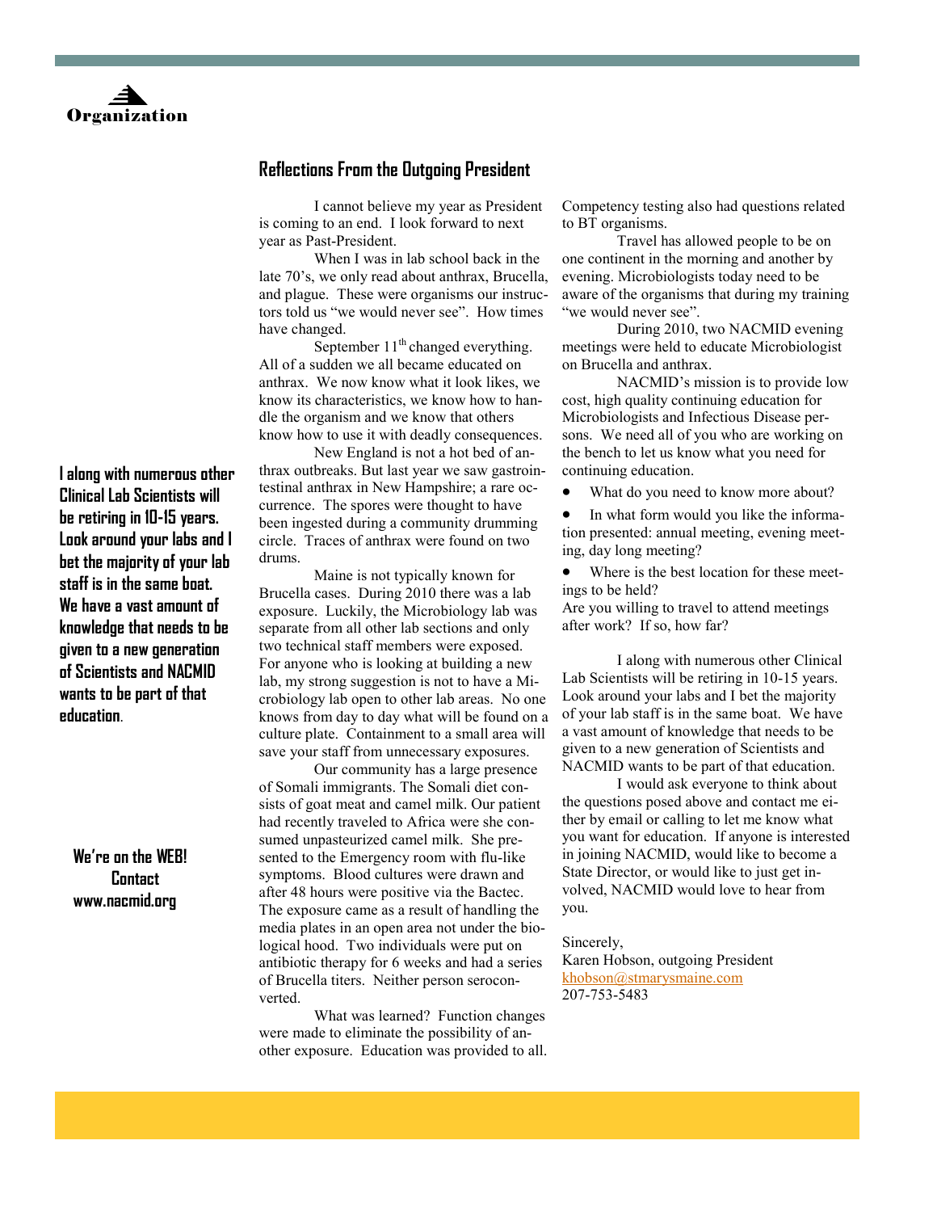Organization

## Reflections From the Outgoing President

I cannot believe my year as President is coming to an end. I look forward to next year as Past-President.

When I was in lab school back in the late 70's, we only read about anthrax, Brucella, and plague. These were organisms our instructors told us "we would never see". How times have changed.

September 11th changed everything. All of a sudden we all became educated on anthrax. We now know what it look likes, we know its characteristics, we know how to handle the organism and we know that others know how to use it with deadly consequences.

New England is not a hot bed of anthrax outbreaks. But last year we saw gastrointestinal anthrax in New Hampshire; a rare occurrence. The spores were thought to have been ingested during a community drumming circle. Traces of anthrax were found on two drums.

Maine is not typically known for Brucella cases. During 2010 there was a lab exposure. Luckily, the Microbiology lab was separate from all other lab sections and only two technical staff members were exposed. For anyone who is looking at building a new lab, my strong suggestion is not to have a Microbiology lab open to other lab areas. No one knows from day to day what will be found on a culture plate. Containment to a small area will save your staff from unnecessary exposures.

Our community has a large presence of Somali immigrants. The Somali diet consists of goat meat and camel milk. Our patient had recently traveled to Africa were she consumed unpasteurized camel milk. She presented to the Emergency room with flu-like symptoms. Blood cultures were drawn and after 48 hours were positive via the Bactec. The exposure came as a result of handling the media plates in an open area not under the biological hood. Two individuals were put on antibiotic therapy for 6 weeks and had a series of Brucella titers. Neither person seroconverted.

What was learned? Function changes were made to eliminate the possibility of another exposure. Education was provided to all. Competency testing also had questions related to BT organisms.

Travel has allowed people to be on one continent in the morning and another by evening. Microbiologists today need to be aware of the organisms that during my training "we would never see".

During 2010, two NACMID evening meetings were held to educate Microbiologist on Brucella and anthrax.

NACMID's mission is to provide low cost, high quality continuing education for Microbiologists and Infectious Disease persons. We need all of you who are working on the bench to let us know what you need for continuing education.

- What do you need to know more about?
- In what form would you like the information presented: annual meeting, evening meeting, day long meeting?
- Where is the best location for these meetings to be held?

Are you willing to travel to attend meetings after work? If so, how far?

I along with numerous other Clinical Lab Scientists will be retiring in 10-15 years. Look around your labs and I bet the majority of your lab staff is in the same boat. We have a vast amount of knowledge that needs to be given to a new generation of Scientists and NACMID wants to be part of that education.

I would ask everyone to think about the questions posed above and contact me either by email or calling to let me know what you want for education. If anyone is interested in joining NACMID, would like to become a State Director, or would like to just get involved, NACMID would love to hear from you.

Sincerely,
Karen Hobson, outgoing President
khobson@stmarysmaine.com
207-753-5483

**I along with numerous other Clinical Lab Scientists will be retiring in 10-15 years. Look around your labs and I bet the majority of your lab staff is in the same boat. We have a vast amount of knowledge that needs to be given to a new generation of Scientists and NACMID wants to be part of that education.**

**We're on the WEB!**
**Contact**
**www.nacmid.org**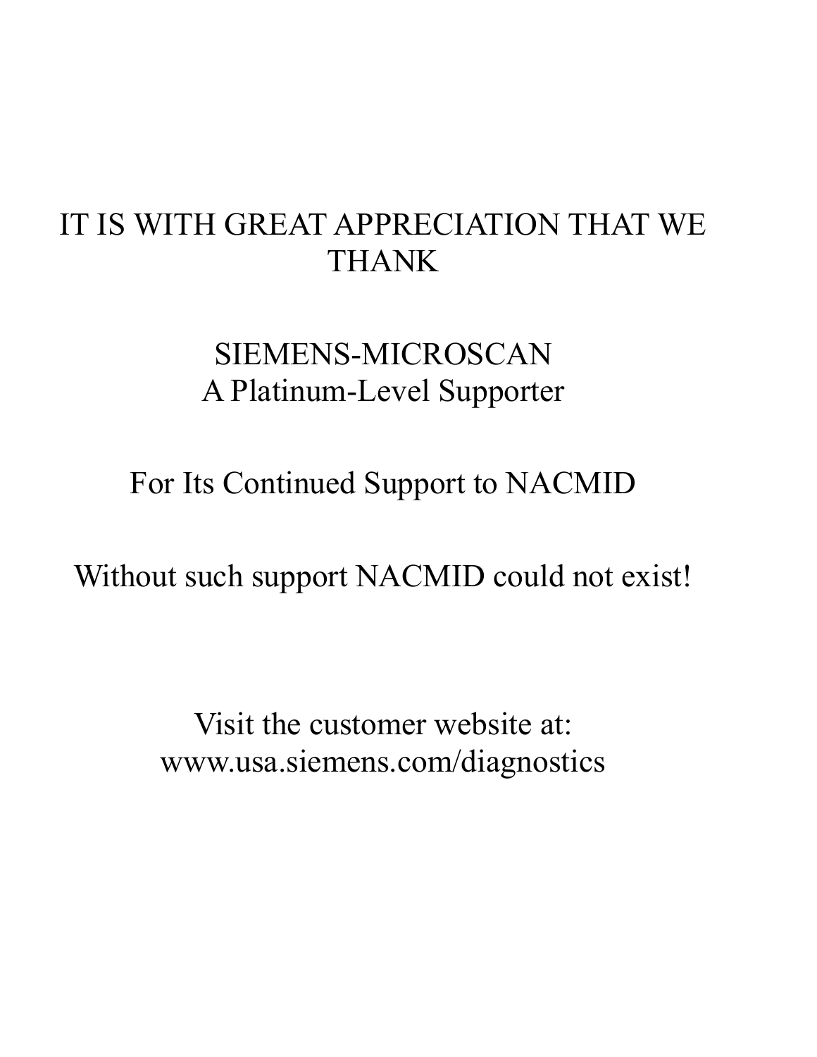IT IS WITH GREAT APPRECIATION THAT WE THANK

SIEMENS-MICROSCAN
A Platinum-Level Supporter

For Its Continued Support to NACMID

Without such support NACMID could not exist!

Visit the customer website at:
www.usa.siemens.com/diagnostics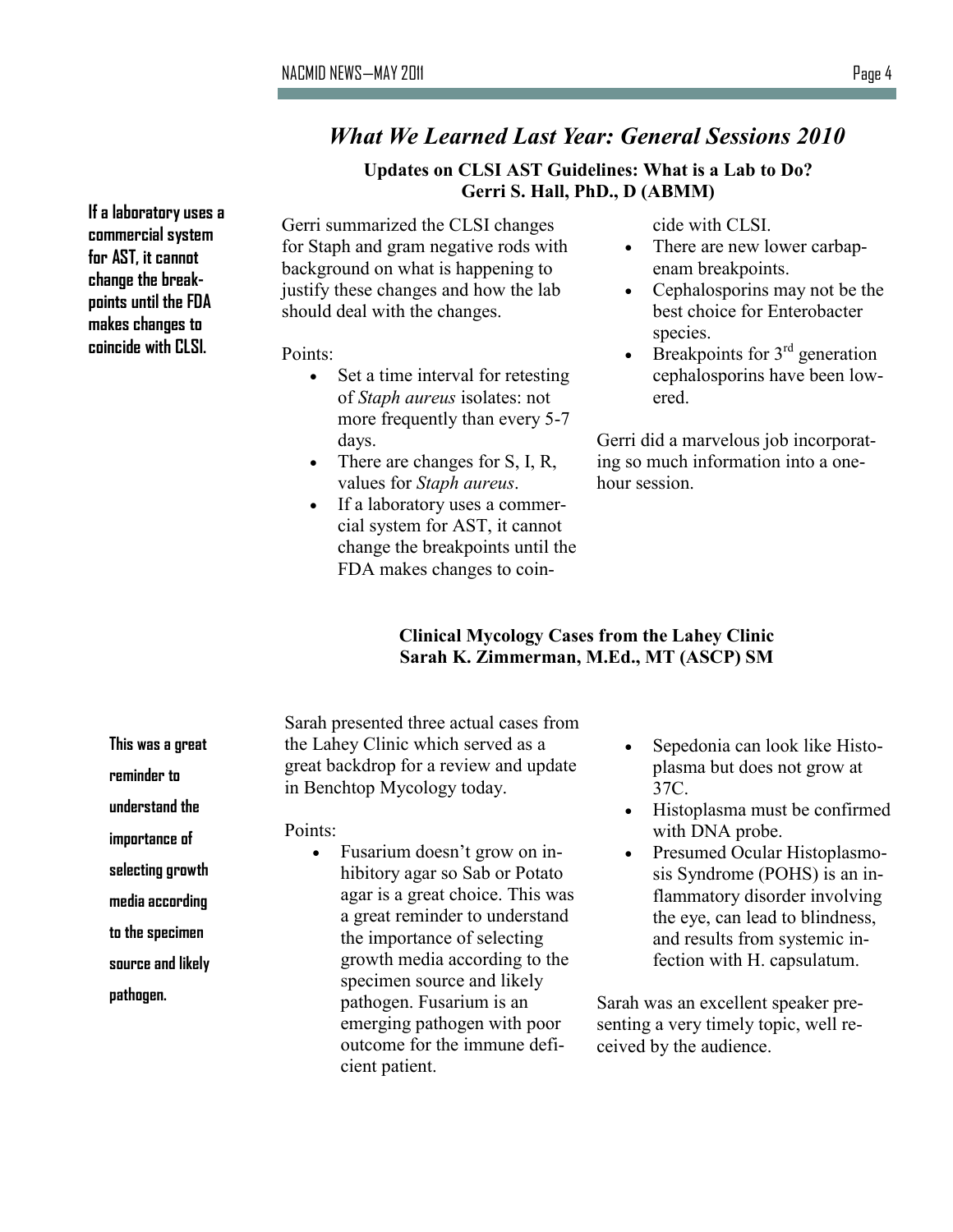## *What We Learned Last Year: General Sessions 2010*

### Updates on CLSI AST Guidelines: What is a Lab to Do?
### Gerri S. Hall, PhD., D (ABMM)

**If a laboratory uses a commercial system for AST, it cannot change the break-points until the FDA makes changes to coincide with CLSI.**

Gerri summarized the CLSI changes for Staph and gram negative rods with background on what is happening to justify these changes and how the lab should deal with the changes.

Points:

- Set a time interval for retesting of *Staph aureus* isolates: not more frequently than every 5-7 days.
- There are changes for S, I, R, values for *Staph aureus*.
- If a laboratory uses a commercial system for AST, it cannot change the breakpoints until the FDA makes changes to coincide with CLSI.
- There are new lower carbapenam breakpoints.
- Cephalosporins may not be the best choice for Enterobacter species.
- Breakpoints for 3rd generation cephalosporins have been lowered.

Gerri did a marvelous job incorporating so much information into a one-hour session.

### Clinical Mycology Cases from the Lahey Clinic
### Sarah K. Zimmerman, M.Ed., MT (ASCP) SM

**This was a great reminder to understand the importance of selecting growth media according to the specimen source and likely pathogen.**

Sarah presented three actual cases from the Lahey Clinic which served as a great backdrop for a review and update in Benchtop Mycology today.

Points:

- Fusarium doesn't grow on inhibitory agar so Sab or Potato agar is a great choice. This was a great reminder to understand the importance of selecting growth media according to the specimen source and likely pathogen. Fusarium is an emerging pathogen with poor outcome for the immune deficient patient.
- Sepedonia can look like Histoplasma but does not grow at 37C.
- Histoplasma must be confirmed with DNA probe.
- Presumed Ocular Histoplasmosis Syndrome (POHS) is an inflammatory disorder involving the eye, can lead to blindness, and results from systemic infection with H. capsulatum.

Sarah was an excellent speaker presenting a very timely topic, well received by the audience.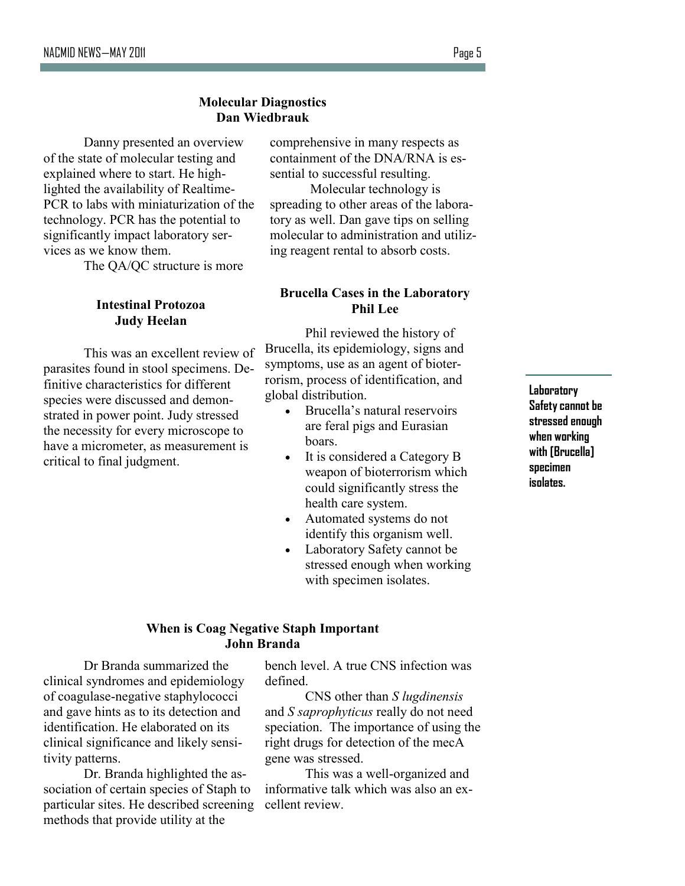## Molecular Diagnostics
## Dan Wiedbrauk

Danny presented an overview of the state of molecular testing and explained where to start. He highlighted the availability of Realtime-PCR to labs with miniaturization of the technology. PCR has the potential to significantly impact laboratory services as we know them.

The QA/QC structure is more comprehensive in many respects as containment of the DNA/RNA is essential to successful resulting.

Molecular technology is spreading to other areas of the laboratory as well. Dan gave tips on selling molecular to administration and utilizing reagent rental to absorb costs.

## Intestinal Protozoa
## Judy Heelan

This was an excellent review of parasites found in stool specimens. Definitive characteristics for different species were discussed and demonstrated in power point. Judy stressed the necessity for every microscope to have a micrometer, as measurement is critical to final judgment.

## Brucella Cases in the Laboratory
## Phil Lee

Phil reviewed the history of Brucella, its epidemiology, signs and symptoms, use as an agent of bioterrorism, process of identification, and global distribution.

- Brucella's natural reservoirs are feral pigs and Eurasian boars.
- It is considered a Category B weapon of bioterrorism which could significantly stress the health care system.
- Automated systems do not identify this organism well.
- Laboratory Safety cannot be stressed enough when working with specimen isolates.

**Laboratory Safety cannot be stressed enough when working with [Brucella] specimen isolates.**

## When is Coag Negative Staph Important
## John Branda

Dr Branda summarized the clinical syndromes and epidemiology of coagulase-negative staphylococci and gave hints as to its detection and identification. He elaborated on its clinical significance and likely sensitivity patterns.

Dr. Branda highlighted the association of certain species of Staph to particular sites. He described screening methods that provide utility at the bench level. A true CNS infection was defined.

CNS other than *S lugdinensis* and *S saprophyticus* really do not need speciation. The importance of using the right drugs for detection of the mecA gene was stressed.

This was a well-organized and informative talk which was also an excellent review.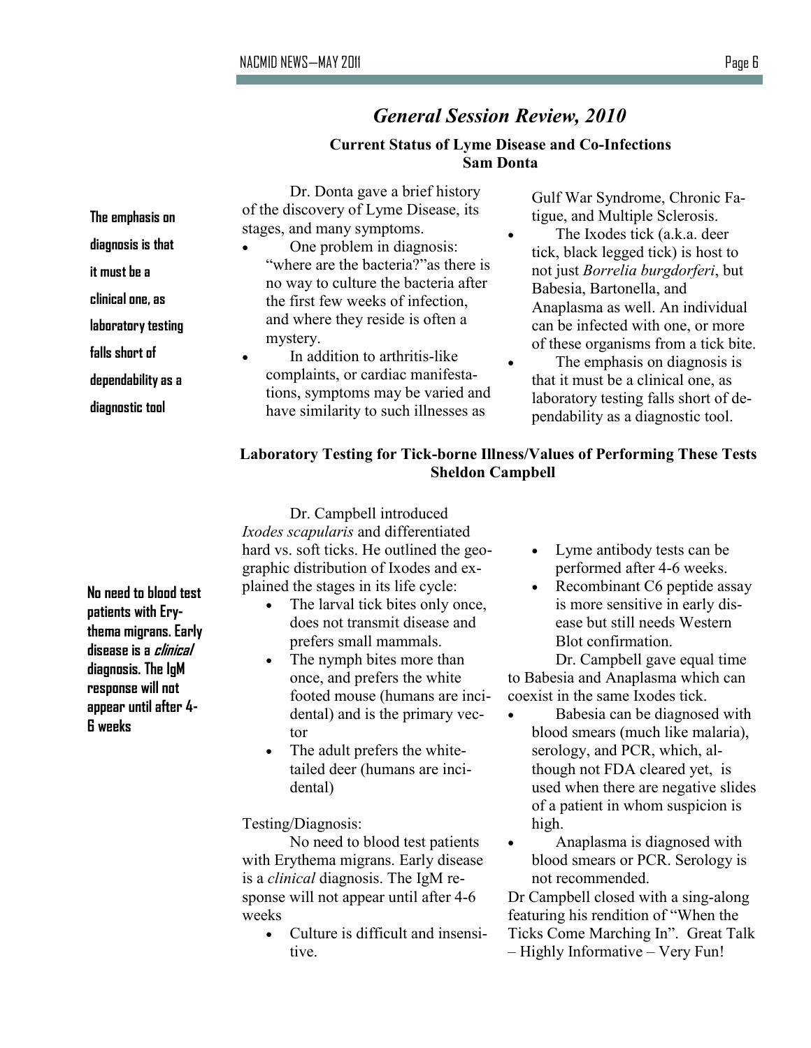## *General Session Review, 2010*

### Current Status of Lyme Disease and Co-Infections
**Sam Donta**

**The emphasis on diagnosis is that it must be a clinical one, as laboratory testing falls short of dependability as a diagnostic tool**

Dr. Donta gave a brief history of the discovery of Lyme Disease, its stages, and many symptoms.

- One problem in diagnosis: "where are the bacteria?"as there is no way to culture the bacteria after the first few weeks of infection, and where they reside is often a mystery.
- In addition to arthritis-like complaints, or cardiac manifestations, symptoms may be varied and have similarity to such illnesses as Gulf War Syndrome, Chronic Fatigue, and Multiple Sclerosis.
- The Ixodes tick (a.k.a. deer tick, black legged tick) is host to not just *Borrelia burgdorferi*, but Babesia, Bartonella, and Anaplasma as well. An individual can be infected with one, or more of these organisms from a tick bite.
- The emphasis on diagnosis is that it must be a clinical one, as laboratory testing falls short of dependability as a diagnostic tool.

### Laboratory Testing for Tick-borne Illness/Values of Performing These Tests
**Sheldon Campbell**

**No need to blood test patients with Erythema migrans. Early disease is a *clinical* diagnosis. The IgM response will not appear until after 4-6 weeks**

Dr. Campbell introduced *Ixodes scapularis* and differentiated hard vs. soft ticks. He outlined the geographic distribution of Ixodes and explained the stages in its life cycle:

- The larval tick bites only once, does not transmit disease and prefers small mammals.
- The nymph bites more than once, and prefers the white footed mouse (humans are incidental) and is the primary vector
- The adult prefers the white-tailed deer (humans are incidental)

Testing/Diagnosis:

No need to blood test patients with Erythema migrans. Early disease is a *clinical* diagnosis. The IgM response will not appear until after 4-6 weeks

- Culture is difficult and insensitive.
- Lyme antibody tests can be performed after 4-6 weeks.
- Recombinant C6 peptide assay is more sensitive in early disease but still needs Western Blot confirmation.

Dr. Campbell gave equal time to Babesia and Anaplasma which can coexist in the same Ixodes tick.

- Babesia can be diagnosed with blood smears (much like malaria), serology, and PCR, which, although not FDA cleared yet, is used when there are negative slides of a patient in whom suspicion is high.
- Anaplasma is diagnosed with blood smears or PCR. Serology is not recommended.

Dr Campbell closed with a sing-along featuring his rendition of "When the Ticks Come Marching In". Great Talk – Highly Informative – Very Fun!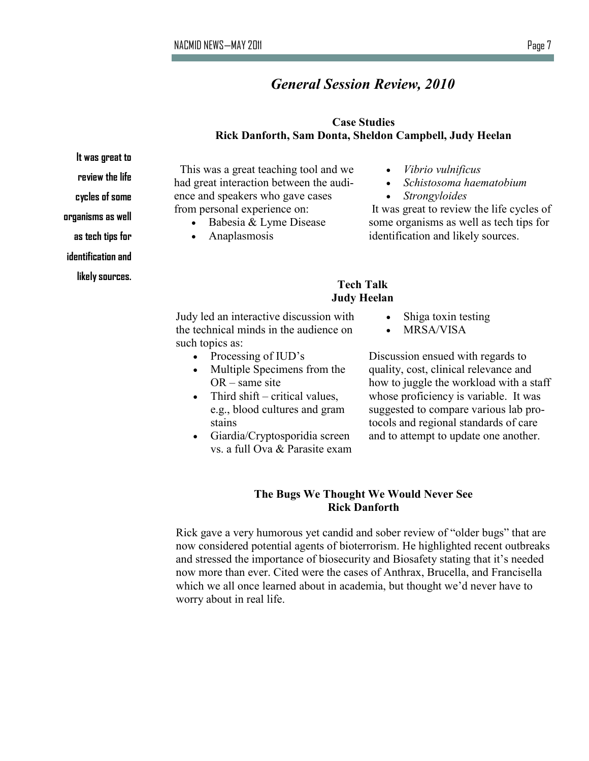# *General Session Review, 2010*

### Case Studies
### Rick Danforth, Sam Donta, Sheldon Campbell, Judy Heelan

**It was great to review the life cycles of some organisms as well as tech tips for identification and likely sources.**

This was a great teaching tool and we had great interaction between the audience and speakers who gave cases from personal experience on:

- Babesia & Lyme Disease
- Anaplasmosis
- *Vibrio vulnificus*
- *Schistosoma haematobium*
- *Strongyloides*

It was great to review the life cycles of some organisms as well as tech tips for identification and likely sources.

### Tech Talk
### Judy Heelan

Judy led an interactive discussion with the technical minds in the audience on such topics as:

- Processing of IUD's
- Multiple Specimens from the OR – same site
- Third shift – critical values, e.g., blood cultures and gram stains
- Giardia/Cryptosporidia screen vs. a full Ova & Parasite exam
- Shiga toxin testing
- MRSA/VISA

Discussion ensued with regards to quality, cost, clinical relevance and how to juggle the workload with a staff whose proficiency is variable. It was suggested to compare various lab protocols and regional standards of care and to attempt to update one another.

### The Bugs We Thought We Would Never See
### Rick Danforth

Rick gave a very humorous yet candid and sober review of "older bugs" that are now considered potential agents of bioterrorism. He highlighted recent outbreaks and stressed the importance of biosecurity and Biosafety stating that it's needed now more than ever. Cited were the cases of Anthrax, Brucella, and Francisella which we all once learned about in academia, but thought we'd never have to worry about in real life.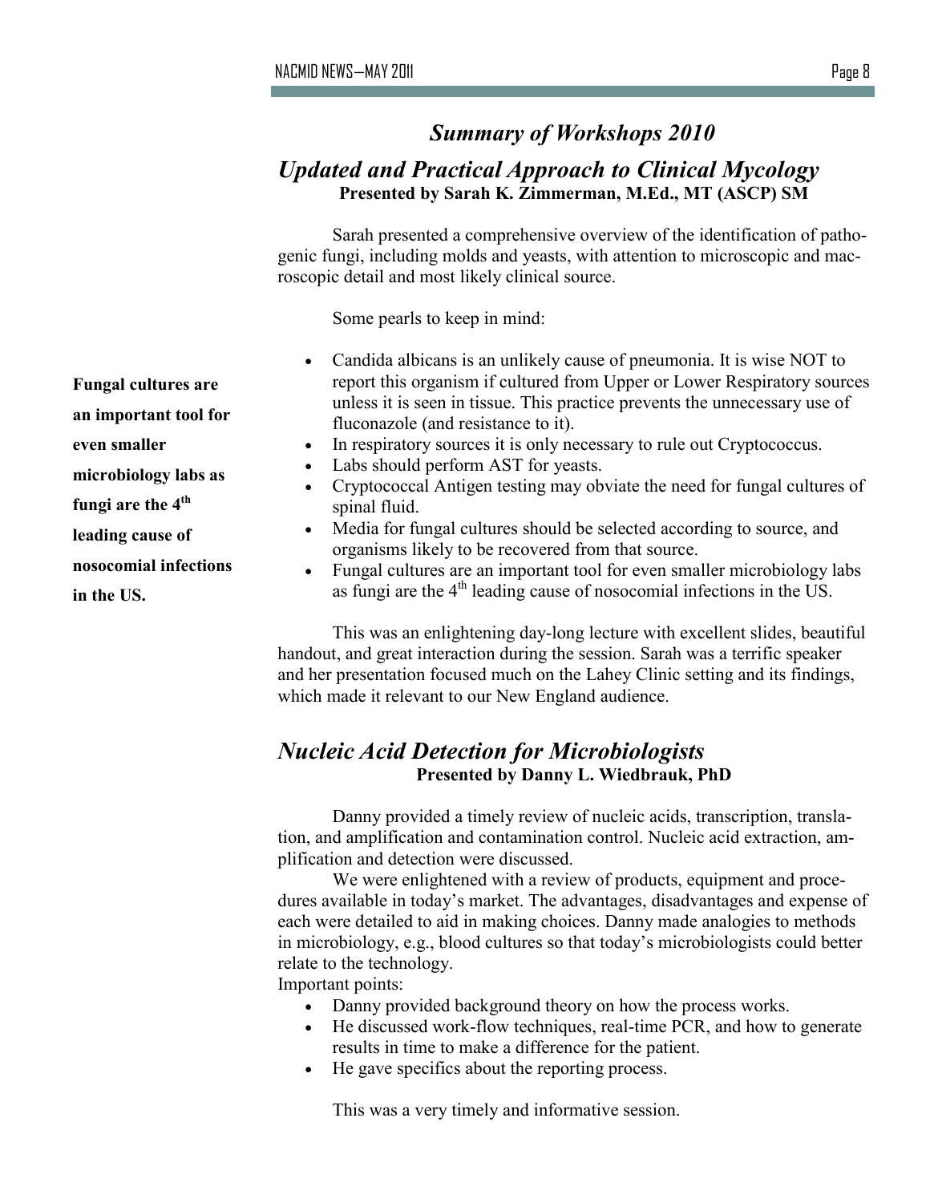## *Summary of Workshops 2010*

## *Updated and Practical Approach to Clinical Mycology*

**Presented by Sarah K. Zimmerman, M.Ed., MT (ASCP) SM**

Sarah presented a comprehensive overview of the identification of pathogenic fungi, including molds and yeasts, with attention to microscopic and macroscopic detail and most likely clinical source.

Some pearls to keep in mind:

- Candida albicans is an unlikely cause of pneumonia. It is wise NOT to report this organism if cultured from Upper or Lower Respiratory sources unless it is seen in tissue. This practice prevents the unnecessary use of fluconazole (and resistance to it).
- In respiratory sources it is only necessary to rule out Cryptococcus.
- Labs should perform AST for yeasts.
- Cryptococcal Antigen testing may obviate the need for fungal cultures of spinal fluid.
- Media for fungal cultures should be selected according to source, and organisms likely to be recovered from that source.
- Fungal cultures are an important tool for even smaller microbiology labs as fungi are the 4th leading cause of nosocomial infections in the US.

**Fungal cultures are an important tool for even smaller microbiology labs as fungi are the 4th leading cause of nosocomial infections in the US.**

This was an enlightening day-long lecture with excellent slides, beautiful handout, and great interaction during the session. Sarah was a terrific speaker and her presentation focused much on the Lahey Clinic setting and its findings, which made it relevant to our New England audience.

## *Nucleic Acid Detection for Microbiologists*

**Presented by Danny L. Wiedbrauk, PhD**

Danny provided a timely review of nucleic acids, transcription, translation, and amplification and contamination control. Nucleic acid extraction, amplification and detection were discussed.

We were enlightened with a review of products, equipment and procedures available in today's market. The advantages, disadvantages and expense of each were detailed to aid in making choices. Danny made analogies to methods in microbiology, e.g., blood cultures so that today's microbiologists could better relate to the technology.

Important points:

- Danny provided background theory on how the process works.
- He discussed work-flow techniques, real-time PCR, and how to generate results in time to make a difference for the patient.
- He gave specifics about the reporting process.

This was a very timely and informative session.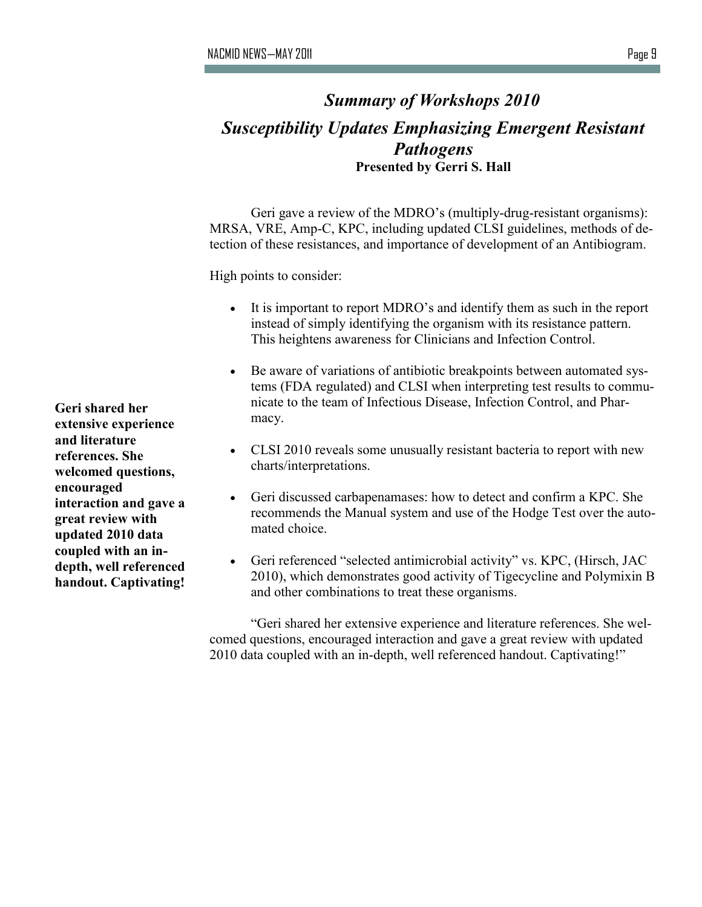# *Summary of Workshops 2010*

## *Susceptibility Updates Emphasizing Emergent Resistant Pathogens*

**Presented by Gerri S. Hall**

Geri gave a review of the MDRO's (multiply-drug-resistant organisms): MRSA, VRE, Amp-C, KPC, including updated CLSI guidelines, methods of detection of these resistances, and importance of development of an Antibiogram.

High points to consider:

- It is important to report MDRO's and identify them as such in the report instead of simply identifying the organism with its resistance pattern. This heightens awareness for Clinicians and Infection Control.
- Be aware of variations of antibiotic breakpoints between automated systems (FDA regulated) and CLSI when interpreting test results to communicate to the team of Infectious Disease, Infection Control, and Pharmacy.
- CLSI 2010 reveals some unusually resistant bacteria to report with new charts/interpretations.
- Geri discussed carbapenamases: how to detect and confirm a KPC. She recommends the Manual system and use of the Hodge Test over the automated choice.
- Geri referenced "selected antimicrobial activity" vs. KPC, (Hirsch, JAC 2010), which demonstrates good activity of Tigecycline and Polymixin B and other combinations to treat these organisms.

"Geri shared her extensive experience and literature references. She welcomed questions, encouraged interaction and gave a great review with updated 2010 data coupled with an in-depth, well referenced handout. Captivating!"

**Geri shared her extensive experience and literature references. She welcomed questions, encouraged interaction and gave a great review with updated 2010 data coupled with an in-depth, well referenced handout. Captivating!**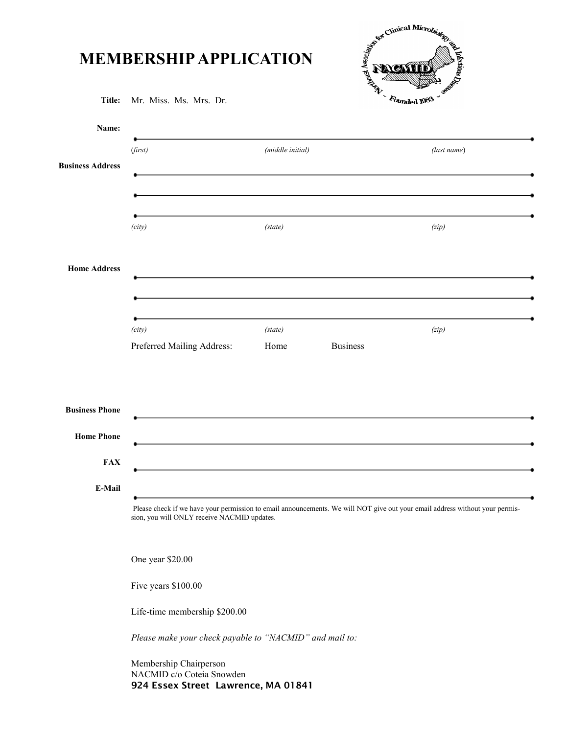# MEMBERSHIP APPLICATION

Northeast Association for Clinical Microbiology and Infectious Disease
NACMID
Founded 1983

**Title:** Mr. Miss. Ms. Mrs. Dr.

**Name:**

(*first*) (*middle initial*) (*last name*)

**Business Address**

(*city*) (*state*) (*zip*)

**Home Address**

(*city*) (*state*) (*zip*)

Preferred Mailing Address: Home Business

**Business Phone**

**Home Phone**

**FAX**

**E-Mail**

Please check if we have your permission to email announcements. We will NOT give out your email address without your permission, you will ONLY receive NACMID updates.

One year $20.00

Five years $100.00

Life-time membership $200.00

*Please make your check payable to "NACMID" and mail to:*

Membership Chairperson
NACMID c/o Coteia Snowden
924 Essex Street Lawrence, MA 01841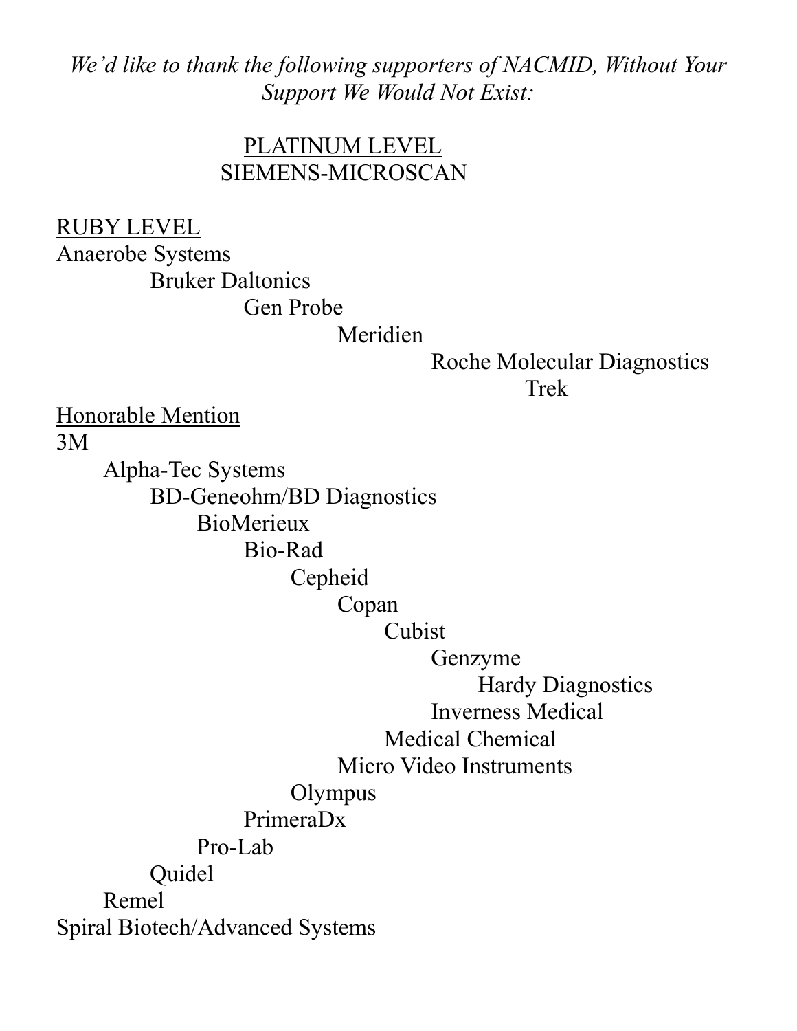*We'd like to thank the following supporters of NACMID, Without Your Support We Would Not Exist:*

PLATINUM LEVEL

SIEMENS-MICROSCAN

RUBY LEVEL

Anaerobe Systems

Bruker Daltonics

Gen Probe

Meridien

Roche Molecular Diagnostics

Trek

Honorable Mention

3M

Alpha-Tec Systems

BD-Geneohm/BD Diagnostics

BioMerieux

Bio-Rad

Cepheid

Copan

Cubist

Genzyme

Hardy Diagnostics

Inverness Medical

Medical Chemical

Micro Video Instruments

Olympus

PrimeraDx

Pro-Lab

Quidel

Remel

Spiral Biotech/Advanced Systems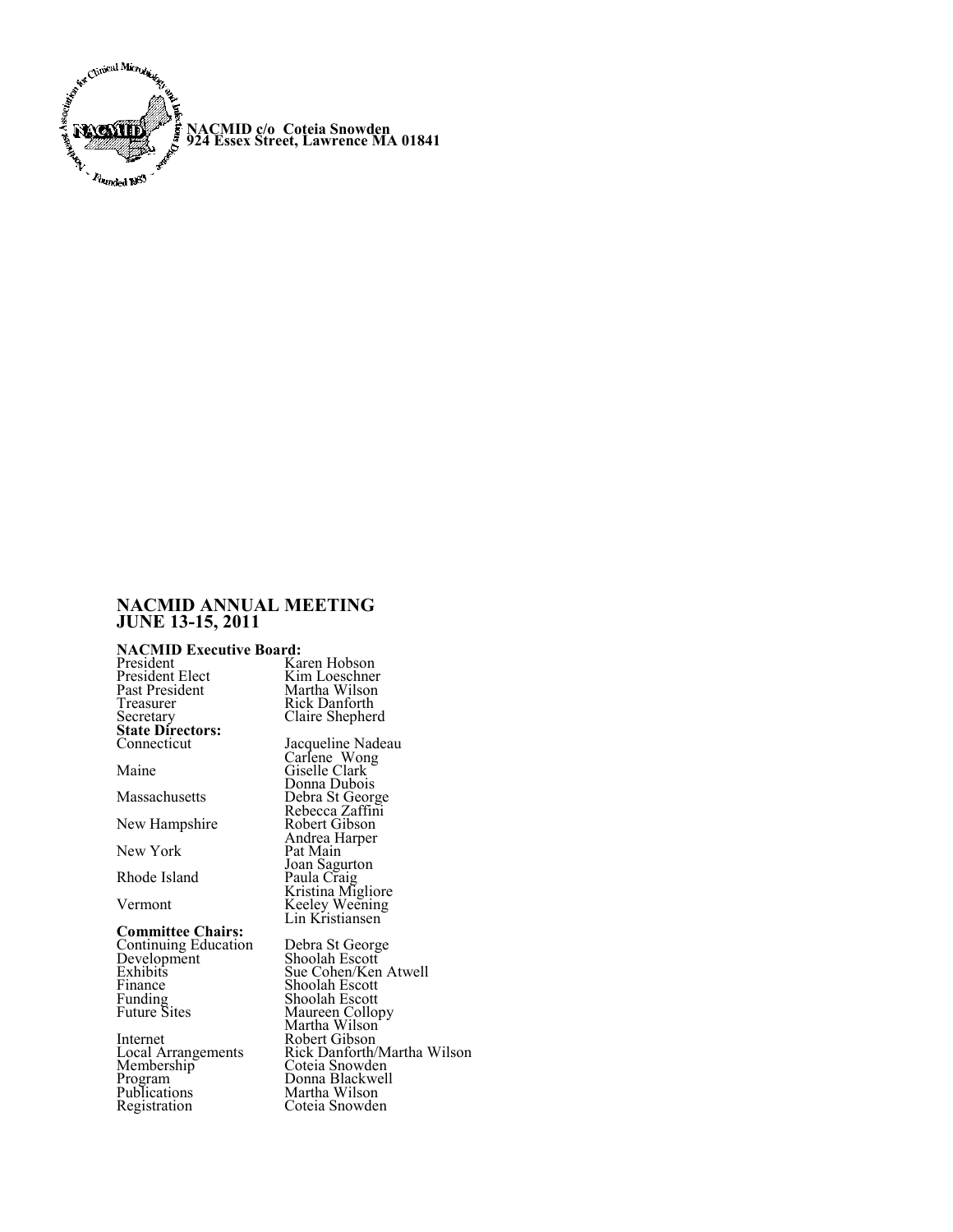**NACMID c/o Coteia Snowden**
**924 Essex Street, Lawrence MA 01841**

## NACMID ANNUAL MEETING
## JUNE 13-15, 2011

**NACMID Executive Board:**

| | |
|---|---|
| President | Karen Hobson |
| President Elect | Kim Loeschner |
| Past President | Martha Wilson |
| Treasurer | Rick Danforth |
| Secretary | Claire Shepherd |

**State Directors:**

| | |
|---|---|
| Connecticut | Jacqueline Nadeau |
| | Carlene Wong |
| Maine | Giselle Clark |
| | Donna Dubois |
| Massachusetts | Debra St George |
| | Rebecca Zaffini |
| New Hampshire | Robert Gibson |
| | Andrea Harper |
| New York | Pat Main |
| | Joan Sagurton |
| Rhode Island | Paula Craig |
| | Kristina Migliore |
| Vermont | Keeley Weening |
| | Lin Kristiansen |

**Committee Chairs:**

| | |
|---|---|
| Continuing Education | Debra St George |
| Development | Shoolah Escott |
| Exhibits | Sue Cohen/Ken Atwell |
| Finance | Shoolah Escott |
| Funding | Shoolah Escott |
| Future Sites | Maureen Collopy |
| | Martha Wilson |
| Internet | Robert Gibson |
| Local Arrangements | Rick Danforth/Martha Wilson |
| Membership | Coteia Snowden |
| Program | Donna Blackwell |
| Publications | Martha Wilson |
| Registration | Coteia Snowden |